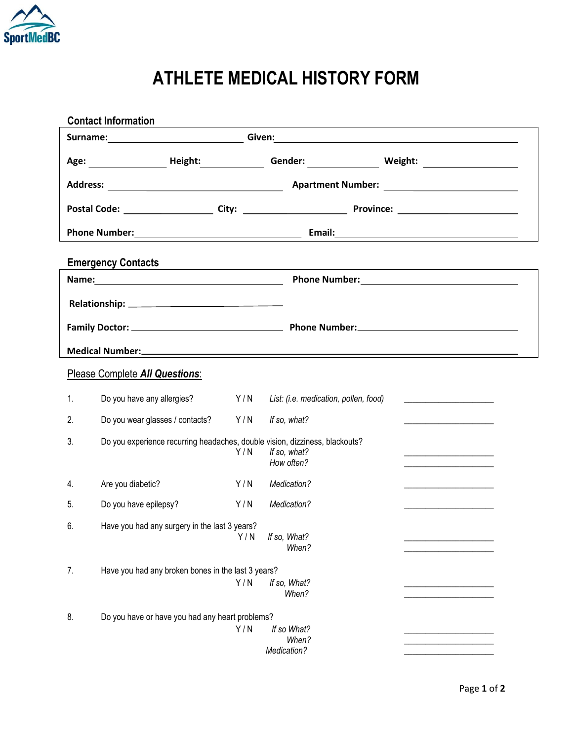SportMedBC

# ATHLETE MEDICAL HISTORY FORM

## Contact Information

**Surname:** ______________________ **Given:** ______________________

**Age:** ____________ **Height:** ____________ **Gender:** ____________ **Weight:** ____________

**Address:** ______________________ **Apartment Number:** ______________________

**Postal Code:** ____________ **City:** ____________ **Province:** ____________

**Phone Number:** ______________________ **Email:** ______________________

## Emergency Contacts

**Name:** ______________________ **Phone Number:** ______________________

**Relationship:** ______________________

**Family Doctor:** ______________________ **Phone Number:** ______________________

**Medical Number:** ______________________

Please Complete ***All Questions***:

1. Do you have any allergies? Y / N *List: (i.e. medication, pollen, food)* ____________________

2. Do you wear glasses / contacts? Y / N *If so, what?* ____________________

3. Do you experience recurring headaches, double vision, dizziness, blackouts? Y / N
   *If so, what?* ____________________
   *How often?* ____________________

4. Are you diabetic? Y / N *Medication?* ____________________

5. Do you have epilepsy? Y / N *Medication?* ____________________

6. Have you had any surgery in the last 3 years? Y / N
   *If so, What?* ____________________
   *When?* ____________________

7. Have you had any broken bones in the last 3 years? Y / N
   *If so, What?* ____________________
   *When?* ____________________

8. Do you have or have you had any heart problems? Y / N
   *If so What?* ____________________
   *When?* ____________________
   *Medication?* ____________________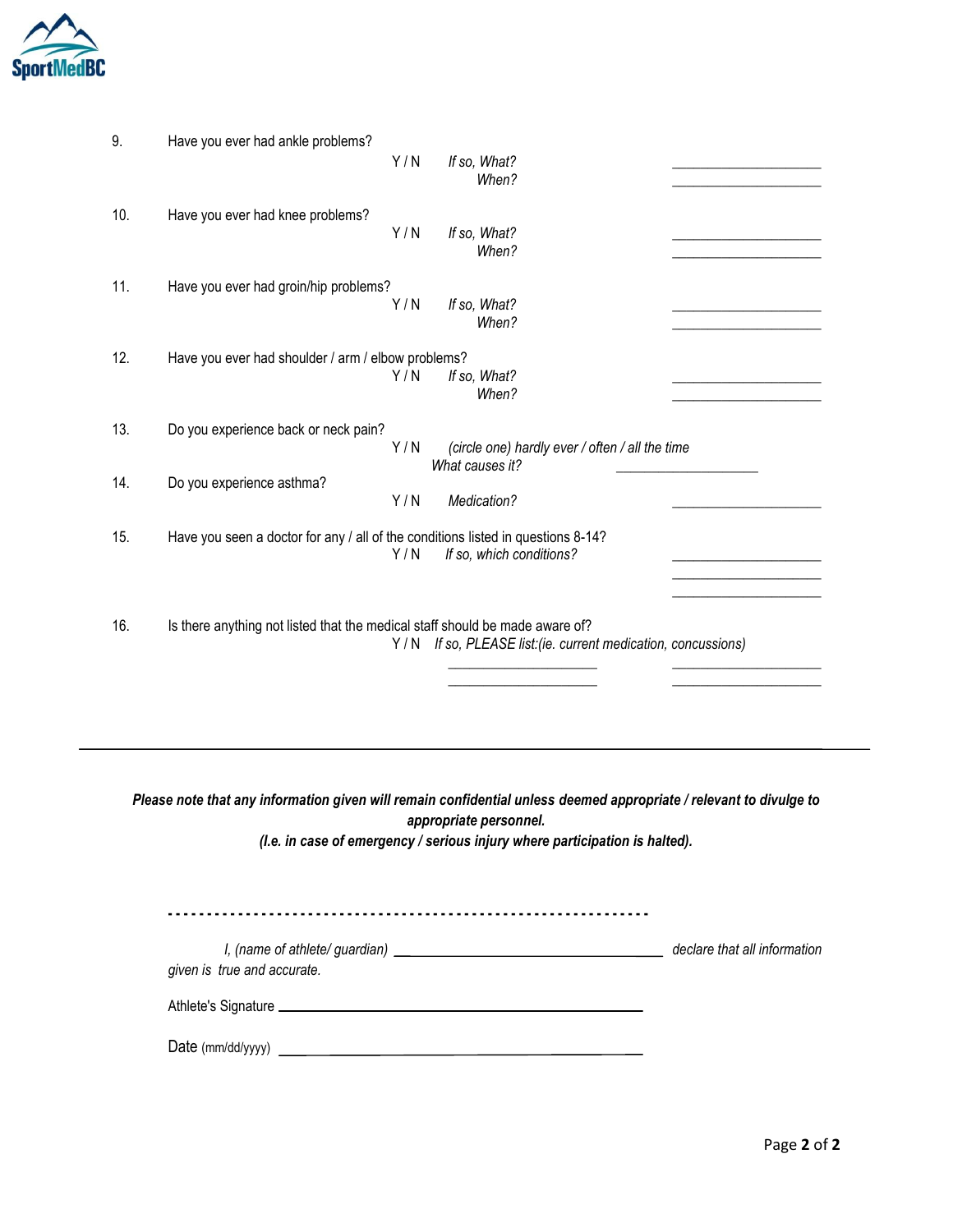9. Have you ever had ankle problems?

   Y / N *If so, What?* ____________________

   *When?* ____________________

10. Have you ever had knee problems?

    Y / N *If so, What?* ____________________

    *When?* ____________________

11. Have you ever had groin/hip problems?

    Y / N *If so, What?* ____________________

    *When?* ____________________

12. Have you ever had shoulder / arm / elbow problems?

    Y / N *If so, What?* ____________________

    *When?* ____________________

13. Do you experience back or neck pain?

    Y / N *(circle one) hardly ever / often / all the time*

    *What causes it?* ____________________

14. Do you experience asthma?

    Y / N *Medication?* ____________________

15. Have you seen a doctor for any / all of the conditions listed in questions 8-14?

    Y / N *If so, which conditions?* ____________________

    ____________________

    ____________________

16. Is there anything not listed that the medical staff should be made aware of?

    Y / N *If so, PLEASE list:(ie. current medication, concussions)*

    ____________________ ____________________

    ____________________ ____________________

---

***Please note that any information given will remain confidential unless deemed appropriate / relevant to divulge to appropriate personnel.***
***(I.e. in case of emergency / serious injury where participation is halted).***

- - - - - - - - - - - - - - - - - - - - - - - - - - - - - - - - - - - - - - - - - - - - - - - - - - - - - - - - - - - -

*I, (name of athlete/ guardian)* ________________________________ *declare that all information given is true and accurate.*

Athlete's Signature ________________________________

Date (mm/dd/yyyy) ________________________________